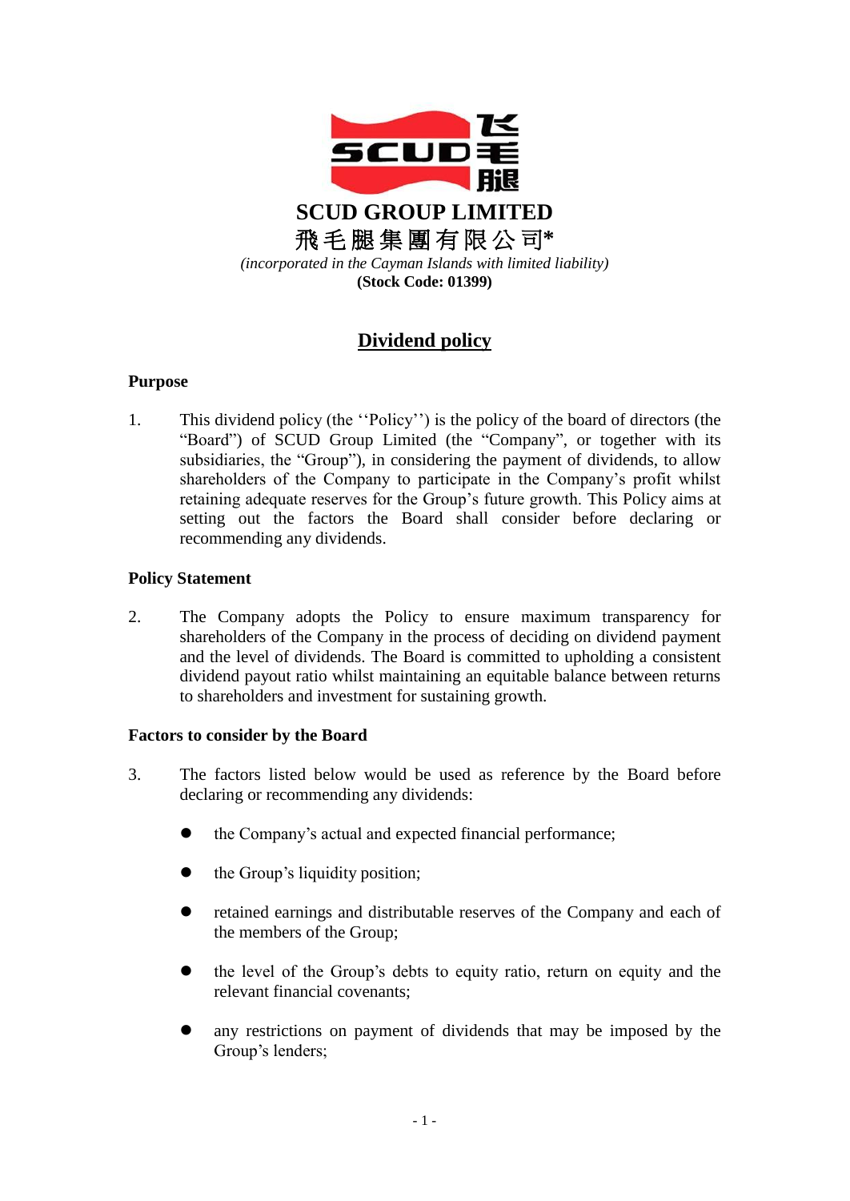**SCUD GROUP LIMITED**

**飛毛腿集團有限公司***

*(incorporated in the Cayman Islands with limited liability)*

**(Stock Code: 01399)**

# Dividend policy

**Purpose**

1. This dividend policy (the ''Policy'') is the policy of the board of directors (the "Board") of SCUD Group Limited (the "Company", or together with its subsidiaries, the "Group"), in considering the payment of dividends, to allow shareholders of the Company to participate in the Company's profit whilst retaining adequate reserves for the Group's future growth. This Policy aims at setting out the factors the Board shall consider before declaring or recommending any dividends.

**Policy Statement**

2. The Company adopts the Policy to ensure maximum transparency for shareholders of the Company in the process of deciding on dividend payment and the level of dividends. The Board is committed to upholding a consistent dividend payout ratio whilst maintaining an equitable balance between returns to shareholders and investment for sustaining growth.

**Factors to consider by the Board**

3. The factors listed below would be used as reference by the Board before declaring or recommending any dividends:

- the Company's actual and expected financial performance;
- the Group's liquidity position;
- retained earnings and distributable reserves of the Company and each of the members of the Group;
- the level of the Group's debts to equity ratio, return on equity and the relevant financial covenants;
- any restrictions on payment of dividends that may be imposed by the Group's lenders;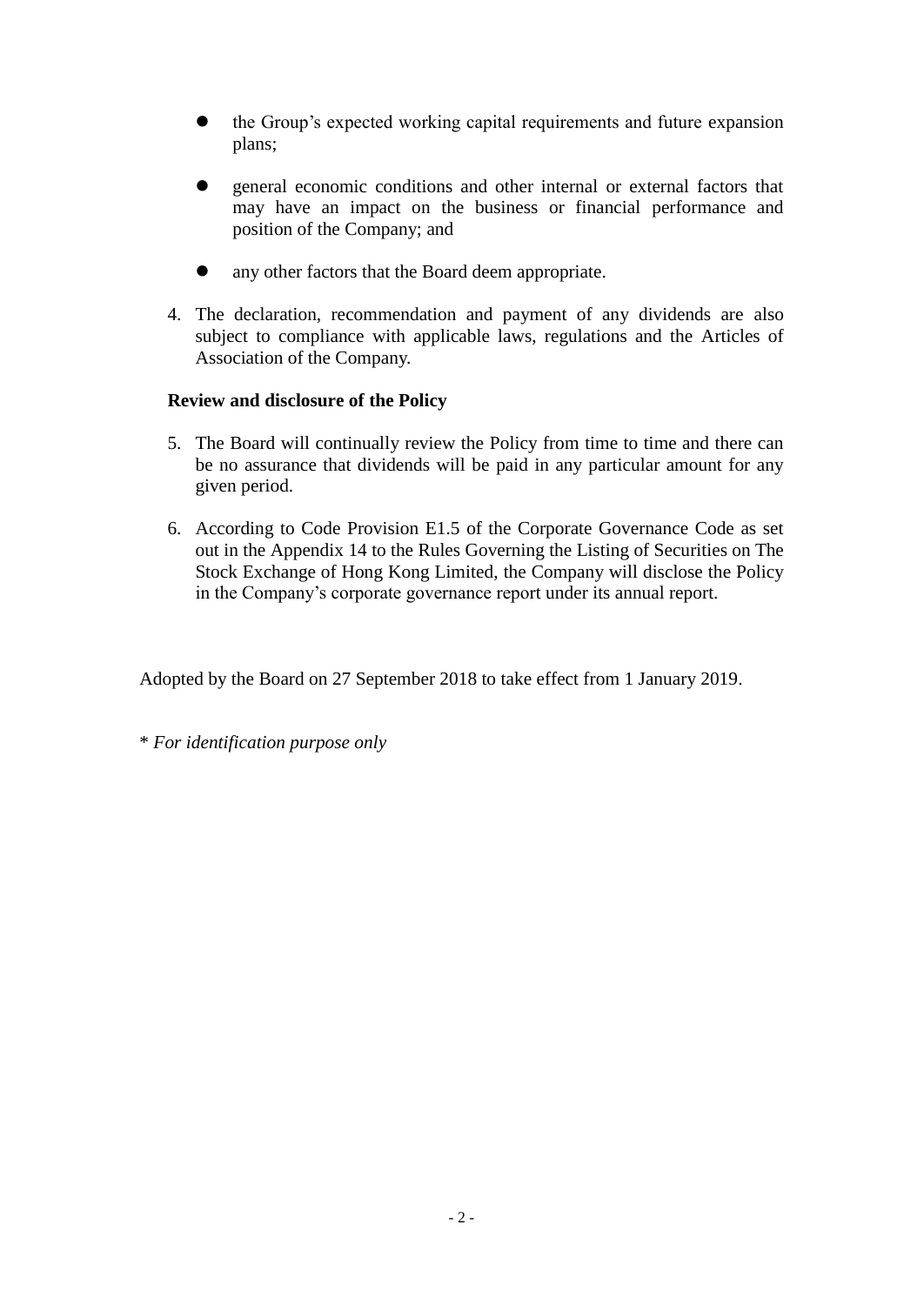- the Group's expected working capital requirements and future expansion plans;

- general economic conditions and other internal or external factors that may have an impact on the business or financial performance and position of the Company; and

- any other factors that the Board deem appropriate.

4. The declaration, recommendation and payment of any dividends are also subject to compliance with applicable laws, regulations and the Articles of Association of the Company.

**Review and disclosure of the Policy**

5. The Board will continually review the Policy from time to time and there can be no assurance that dividends will be paid in any particular amount for any given period.

6. According to Code Provision E1.5 of the Corporate Governance Code as set out in the Appendix 14 to the Rules Governing the Listing of Securities on The Stock Exchange of Hong Kong Limited, the Company will disclose the Policy in the Company's corporate governance report under its annual report.

Adopted by the Board on 27 September 2018 to take effect from 1 January 2019.

\* *For identification purpose only*